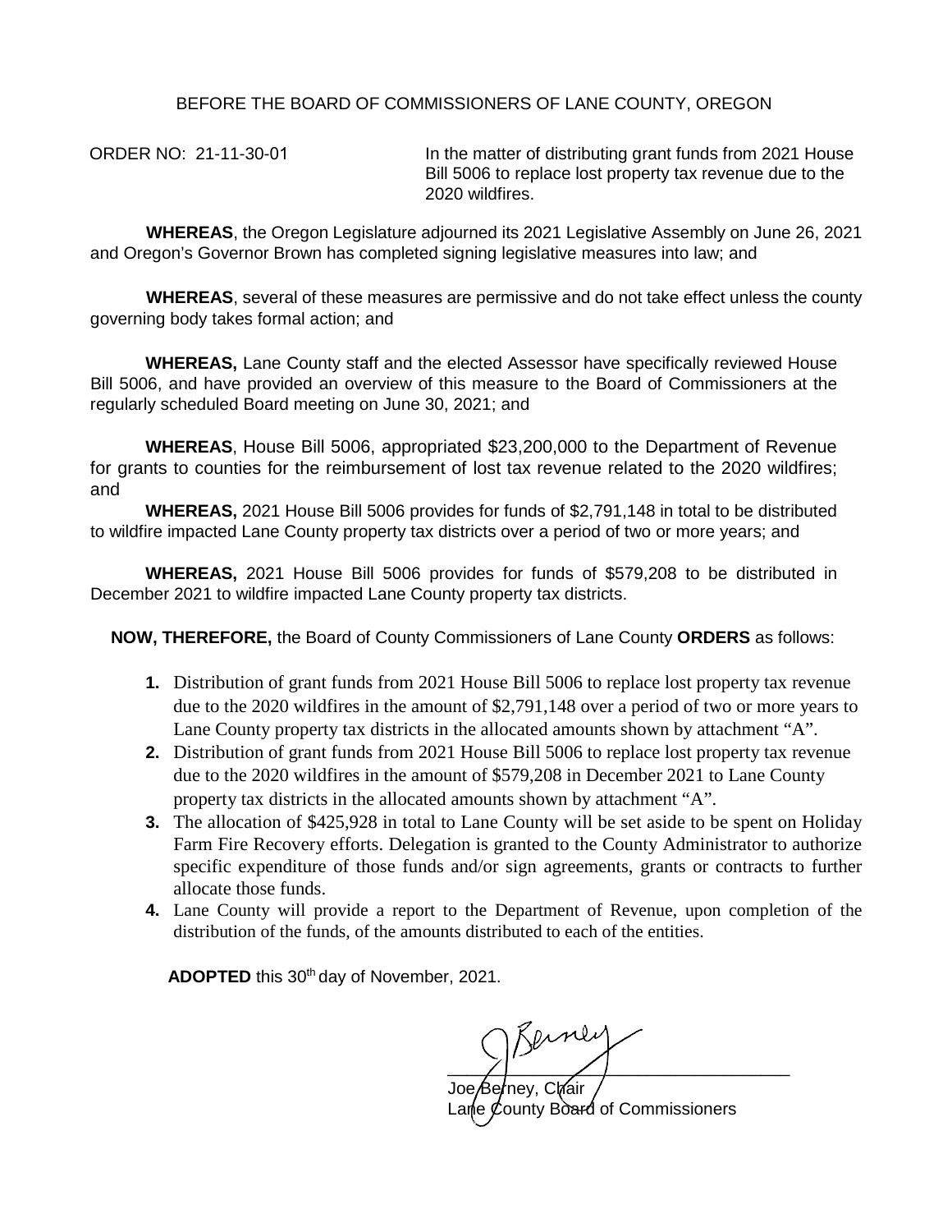BEFORE THE BOARD OF COMMISSIONERS OF LANE COUNTY, OREGON

ORDER NO: 21-11-30-01

In the matter of distributing grant funds from 2021 House Bill 5006 to replace lost property tax revenue due to the 2020 wildfires.

**WHEREAS**, the Oregon Legislature adjourned its 2021 Legislative Assembly on June 26, 2021 and Oregon's Governor Brown has completed signing legislative measures into law; and

**WHEREAS**, several of these measures are permissive and do not take effect unless the county governing body takes formal action; and

**WHEREAS,** Lane County staff and the elected Assessor have specifically reviewed House Bill 5006, and have provided an overview of this measure to the Board of Commissioners at the regularly scheduled Board meeting on June 30, 2021; and

**WHEREAS**, House Bill 5006, appropriated $23,200,000 to the Department of Revenue for grants to counties for the reimbursement of lost tax revenue related to the 2020 wildfires; and

**WHEREAS,** 2021 House Bill 5006 provides for funds of $2,791,148 in total to be distributed to wildfire impacted Lane County property tax districts over a period of two or more years; and

**WHEREAS,** 2021 House Bill 5006 provides for funds of $579,208 to be distributed in December 2021 to wildfire impacted Lane County property tax districts.

**NOW, THEREFORE,** the Board of County Commissioners of Lane County **ORDERS** as follows:

1. Distribution of grant funds from 2021 House Bill 5006 to replace lost property tax revenue due to the 2020 wildfires in the amount of $2,791,148 over a period of two or more years to Lane County property tax districts in the allocated amounts shown by attachment "A".
2. Distribution of grant funds from 2021 House Bill 5006 to replace lost property tax revenue due to the 2020 wildfires in the amount of $579,208 in December 2021 to Lane County property tax districts in the allocated amounts shown by attachment "A".
3. The allocation of $425,928 in total to Lane County will be set aside to be spent on Holiday Farm Fire Recovery efforts. Delegation is granted to the County Administrator to authorize specific expenditure of those funds and/or sign agreements, grants or contracts to further allocate those funds.
4. Lane County will provide a report to the Department of Revenue, upon completion of the distribution of the funds, of the amounts distributed to each of the entities.

**ADOPTED** this 30th day of November, 2021.

Joe Berney, Chair
Lane County Board of Commissioners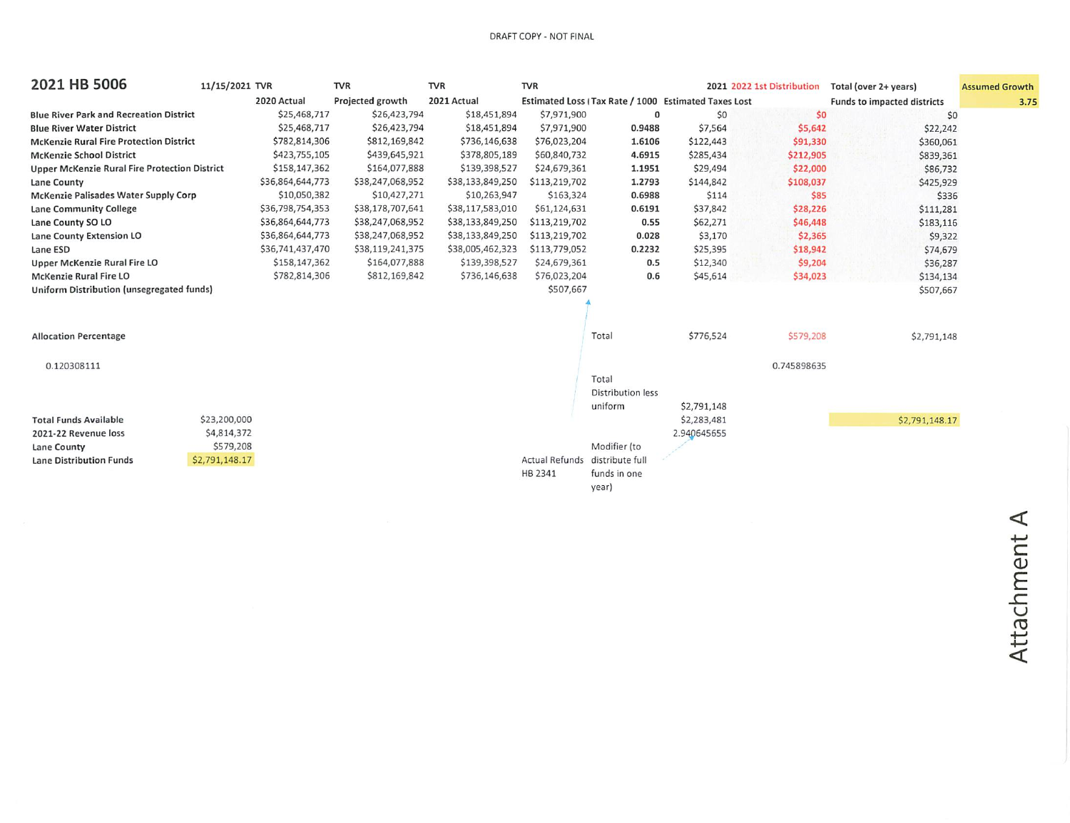DRAFT COPY - NOT FINAL

| 2021 HB 5006 | 11/15/2021 TVR 2020 Actual | TVR Projected growth | TVR 2021 Actual | TVR Estimated Loss | Tax Rate / 1000 | 2021 Estimated Taxes Lost | 2022 1st Distribution | Total (over 2+ years) Funds to impacted districts | Assumed Growth 3.75 |
|---|---|---|---|---|---|---|---|---|---|
| Blue River Park and Recreation District | $25,468,717 | $26,423,794 | $18,451,894 | $7,971,900 | 0 | $0 | $0 | $0 | |
| Blue River Water District | $25,468,717 | $26,423,794 | $18,451,894 | $7,971,900 | 0.9488 | $7,564 | $5,642 | $22,242 | |
| McKenzie Rural Fire Protection District | $782,814,306 | $812,169,842 | $736,146,638 | $76,023,204 | 1.6106 | $122,443 | $91,330 | $360,061 | |
| McKenzie School District | $423,755,105 | $439,645,921 | $378,805,189 | $60,840,732 | 4.6915 | $285,434 | $212,905 | $839,361 | |
| Upper McKenzie Rural Fire Protection District | $158,147,362 | $164,077,888 | $139,398,527 | $24,679,361 | 1.1951 | $29,494 | $22,000 | $86,732 | |
| Lane County | $36,864,644,773 | $38,247,068,952 | $38,133,849,250 | $113,219,702 | 1.2793 | $144,842 | $108,037 | $425,929 | |
| McKenzie Palisades Water Supply Corp | $10,050,382 | $10,427,271 | $10,263,947 | $163,324 | 0.6988 | $114 | $85 | $336 | |
| Lane Community College | $36,798,754,353 | $38,178,707,641 | $38,117,583,010 | $61,124,631 | 0.6191 | $37,842 | $28,226 | $111,281 | |
| Lane County SO LO | $36,864,644,773 | $38,247,068,952 | $38,133,849,250 | $113,219,702 | 0.55 | $62,271 | $46,448 | $183,116 | |
| Lane County Extension LO | $36,864,644,773 | $38,247,068,952 | $38,133,849,250 | $113,219,702 | 0.028 | $3,170 | $2,365 | $9,322 | |
| Lane ESD | $36,741,437,470 | $38,119,241,375 | $38,005,462,323 | $113,779,052 | 0.2232 | $25,395 | $18,942 | $74,679 | |
| Upper McKenzie Rural Fire LO | $158,147,362 | $164,077,888 | $139,398,527 | $24,679,361 | 0.5 | $12,340 | $9,204 | $36,287 | |
| McKenzie Rural Fire LO | $782,814,306 | $812,169,842 | $736,146,638 | $76,023,204 | 0.6 | $45,614 | $34,023 | $134,134 | |
| Uniform Distribution (unsegregated funds) | | | | $507,667 | | | | $507,667 | |
| | | | | | Total | $776,524 | $579,208 | $2,791,148 | |
| | | | | | | | 0.745898635 | | |
| | | | | | Total Distribution less uniform | $2,791,148 | | | |
| | | | | | | $2,283,481 | | $2,791,148.17 | |
| | | | | | Modifier (to distribute full funds in one year) | 2.940645655 | | | |
| | | | | Actual Refunds HB 2341 | | | | | |

Allocation Percentage

0.120308111

| | |
|---|---|
| Total Funds Available | $23,200,000 |
| 2021-22 Revenue loss | $4,814,372 |
| Lane County | $579,208 |
| Lane Distribution Funds | $2,791,148.17 |

Attachment A